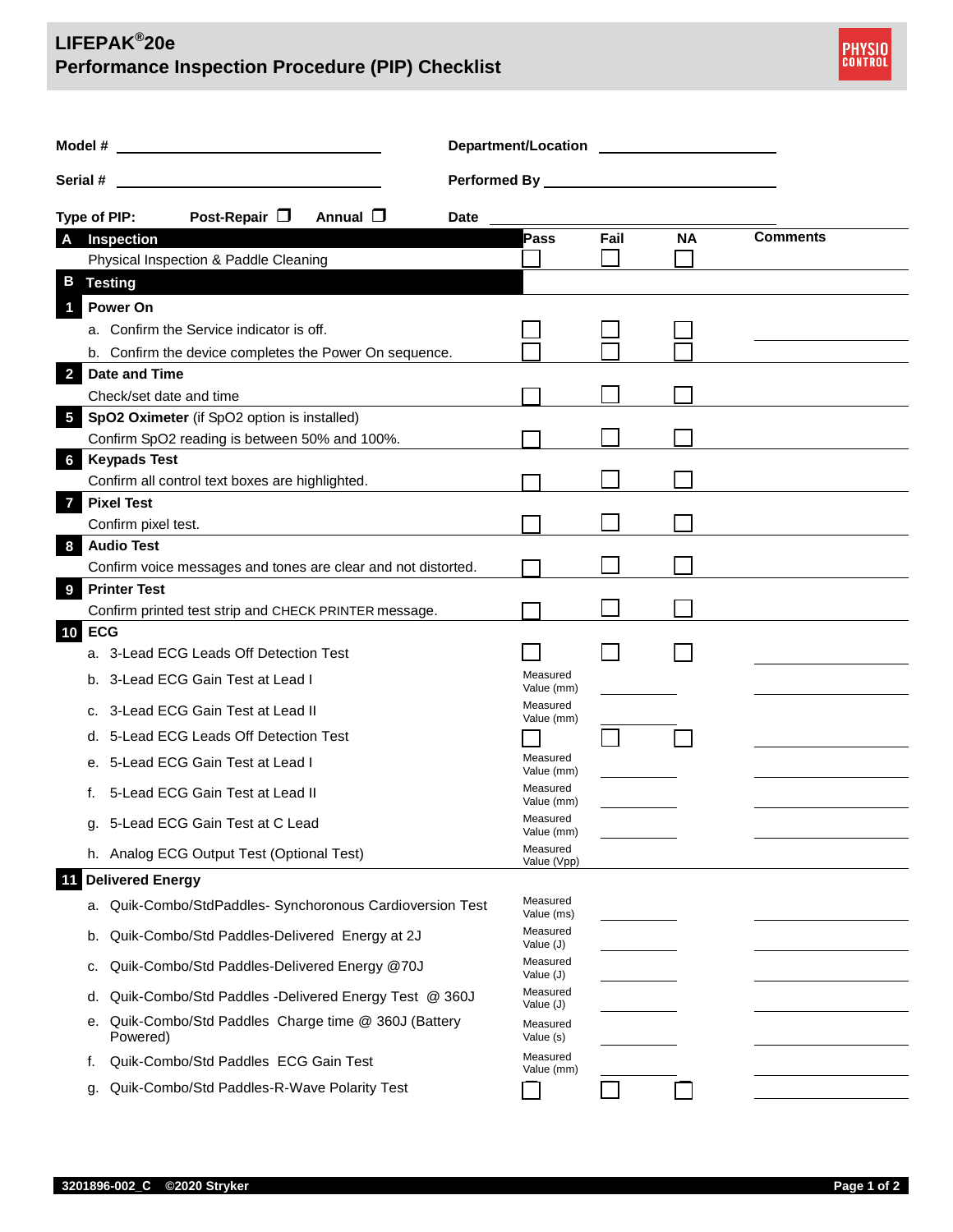# LIFEPAK®20e
# Performance Inspection Procedure (PIP) Checklist

PHYSIO CONTROL

**Model #** ______________________ **Department/Location** ______________________

**Serial #** ______________________ **Performed By** ______________________

**Type of PIP:** **Post-Repair** ☐ **Annual** ☐ **Date** ______________________

| | | Pass | Fail | NA | Comments |
|---|---|---|---|---|---|
| **A** | **Inspection** | | | | |
| | Physical Inspection & Paddle Cleaning | ☐ | ☐ | ☐ | |
| **B** | **Testing** | | | | |
| **1** | **Power On** | | | | |
| | a. Confirm the Service indicator is off. | ☐ | ☐ | ☐ | |
| | b. Confirm the device completes the Power On sequence. | ☐ | ☐ | ☐ | |
| **2** | **Date and Time** | | | | |
| | Check/set date and time | ☐ | ☐ | ☐ | |
| **5** | **SpO2 Oximeter** (if SpO2 option is installed) | | | | |
| | Confirm SpO2 reading is between 50% and 100%. | ☐ | ☐ | ☐ | |
| **6** | **Keypads Test** | | | | |
| | Confirm all control text boxes are highlighted. | ☐ | ☐ | ☐ | |
| **7** | **Pixel Test** | | | | |
| | Confirm pixel test. | ☐ | ☐ | ☐ | |
| **8** | **Audio Test** | | | | |
| | Confirm voice messages and tones are clear and not distorted. | ☐ | ☐ | ☐ | |
| **9** | **Printer Test** | | | | |
| | Confirm printed test strip and CHECK PRINTER message. | ☐ | ☐ | ☐ | |
| **10** | **ECG** | | | | |
| | a. 3-Lead ECG Leads Off Detection Test | ☐ | ☐ | ☐ | |
| | b. 3-Lead ECG Gain Test at Lead I | Measured Value (mm) | | | |
| | c. 3-Lead ECG Gain Test at Lead II | Measured Value (mm) | | | |
| | d. 5-Lead ECG Leads Off Detection Test | ☐ | ☐ | ☐ | |
| | e. 5-Lead ECG Gain Test at Lead I | Measured Value (mm) | | | |
| | f. 5-Lead ECG Gain Test at Lead II | Measured Value (mm) | | | |
| | g. 5-Lead ECG Gain Test at C Lead | Measured Value (mm) | | | |
| | h. Analog ECG Output Test (Optional Test) | Measured Value (Vpp) | | | |
| **11** | **Delivered Energy** | | | | |
| | a. Quik-Combo/StdPaddles- Synchoronous Cardioversion Test | Measured Value (ms) | | | |
| | b. Quik-Combo/Std Paddles-Delivered Energy at 2J | Measured Value (J) | | | |
| | c. Quik-Combo/Std Paddles-Delivered Energy @70J | Measured Value (J) | | | |
| | d. Quik-Combo/Std Paddles -Delivered Energy Test @ 360J | Measured Value (J) | | | |
| | e. Quik-Combo/Std Paddles Charge time @ 360J (Battery Powered) | Measured Value (s) | | | |
| | f. Quik-Combo/Std Paddles ECG Gain Test | Measured Value (mm) | | | |
| | g. Quik-Combo/Std Paddles-R-Wave Polarity Test | ☐ | ☐ | ☐ | |

3201896-002_C ©2020 Stryker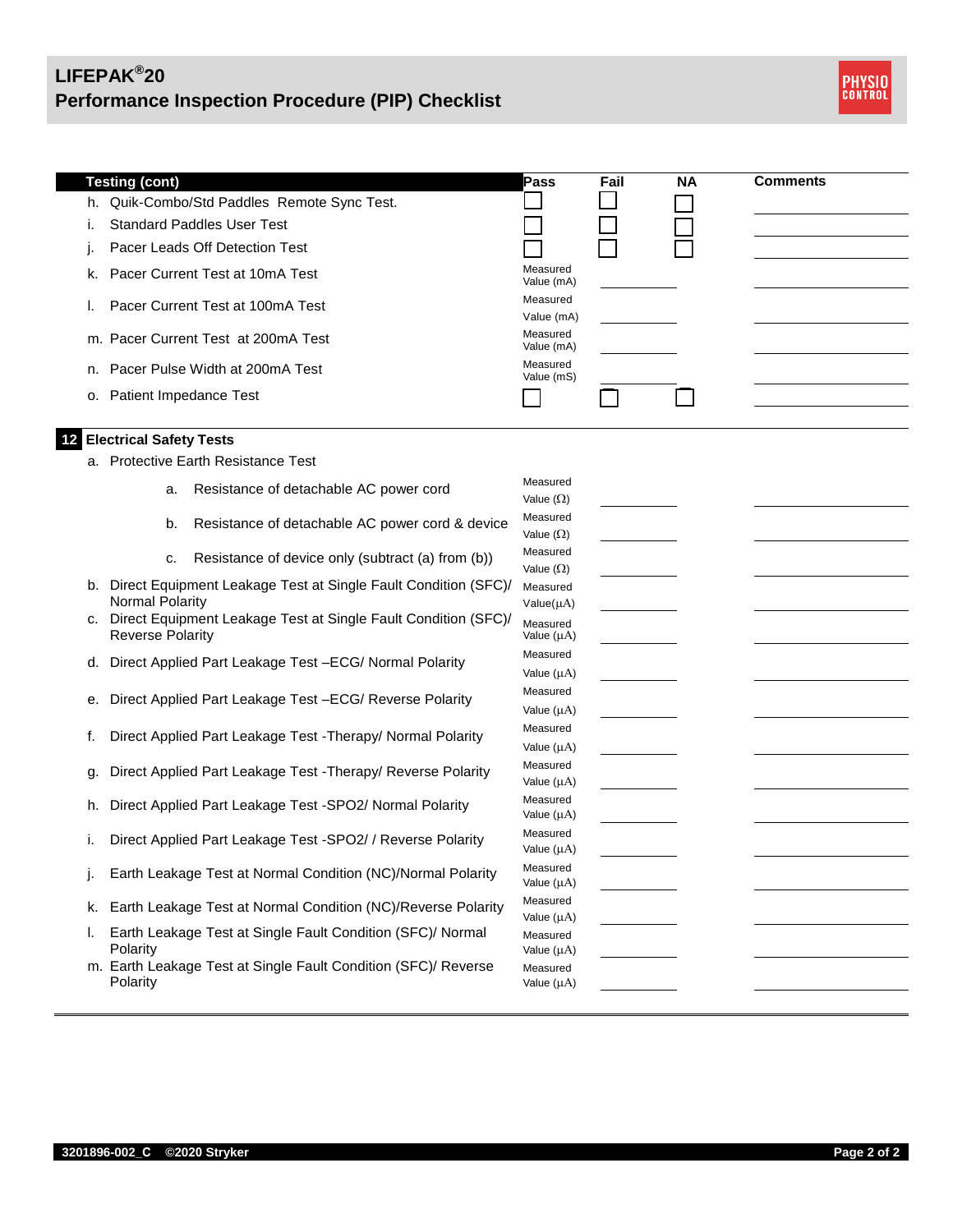# LIFEPAK®20
## Performance Inspection Procedure (PIP) Checklist

| Testing (cont) | Pass | Fail | NA | Comments |
|---|---|---|---|---|
| h. Quik-Combo/Std Paddles Remote Sync Test. | ☐ | ☐ | ☐ | |
| i. Standard Paddles User Test | ☐ | ☐ | ☐ | |
| j. Pacer Leads Off Detection Test | ☐ | ☐ | ☐ | |
| k. Pacer Current Test at 10mA Test | Measured Value (mA) | | | |
| l. Pacer Current Test at 100mA Test | Measured Value (mA) | | | |
| m. Pacer Current Test at 200mA Test | Measured Value (mA) | | | |
| n. Pacer Pulse Width at 200mA Test | Measured Value (mS) | | | |
| o. Patient Impedance Test | ☐ | ☐ | ☐ | |

## 12 Electrical Safety Tests

| | | | |
|---|---|---|---|
| a. Protective Earth Resistance Test | | | |
| a. Resistance of detachable AC power cord | Measured Value (Ω) | | |
| b. Resistance of detachable AC power cord & device | Measured Value (Ω) | | |
| c. Resistance of device only (subtract (a) from (b)) | Measured Value (Ω) | | |
| b. Direct Equipment Leakage Test at Single Fault Condition (SFC)/ Normal Polarity | Measured Value(µA) | | |
| c. Direct Equipment Leakage Test at Single Fault Condition (SFC)/ Reverse Polarity | Measured Value (µA) | | |
| d. Direct Applied Part Leakage Test –ECG/ Normal Polarity | Measured Value (µA) | | |
| e. Direct Applied Part Leakage Test –ECG/ Reverse Polarity | Measured Value (µA) | | |
| f. Direct Applied Part Leakage Test -Therapy/ Normal Polarity | Measured Value (µA) | | |
| g. Direct Applied Part Leakage Test -Therapy/ Reverse Polarity | Measured Value (µA) | | |
| h. Direct Applied Part Leakage Test -SPO2/ Normal Polarity | Measured Value (µA) | | |
| i. Direct Applied Part Leakage Test -SPO2/ / Reverse Polarity | Measured Value (µA) | | |
| j. Earth Leakage Test at Normal Condition (NC)/Normal Polarity | Measured Value (µA) | | |
| k. Earth Leakage Test at Normal Condition (NC)/Reverse Polarity | Measured Value (µA) | | |
| l. Earth Leakage Test at Single Fault Condition (SFC)/ Normal Polarity | Measured Value (µA) | | |
| m. Earth Leakage Test at Single Fault Condition (SFC)/ Reverse Polarity | Measured Value (µA) | | |

3201896-002_C ©2020 Stryker